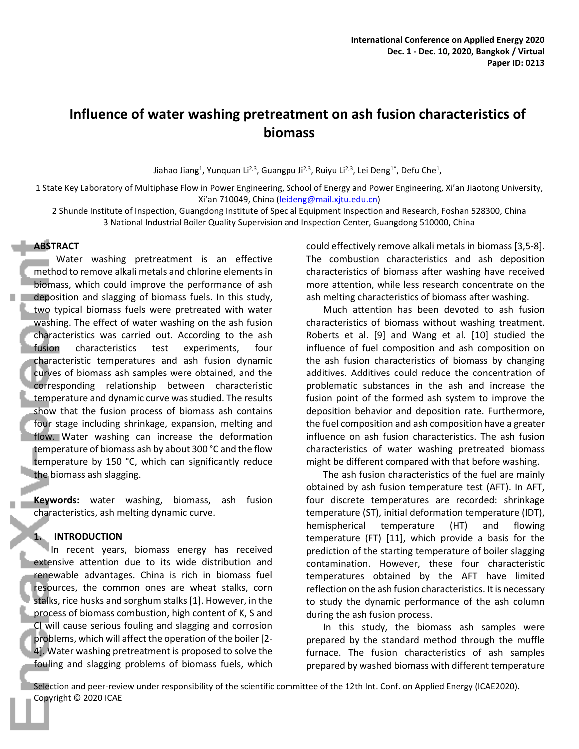# Influence of water washing pretreatment on ash fusion characteristics of biomass

Jiahao Jiang[1], Yunquan Li[2,3], Guangpu Ji[2,3], Ruiyu Li[2,3], Lei Deng[1*], Defu Che[1],

1 State Key Laboratory of Multiphase Flow in Power Engineering, School of Energy and Power Engineering, Xi'an Jiaotong University, Xi'an 710049, China (leideng@mail.xjtu.edu.cn)

2 Shunde Institute of Inspection, Guangdong Institute of Special Equipment Inspection and Research, Foshan 528300, China

3 National Industrial Boiler Quality Supervision and Inspection Center, Guangdong 510000, China

## ABSTRACT

Water washing pretreatment is an effective method to remove alkali metals and chlorine elements in biomass, which could improve the performance of ash deposition and slagging of biomass fuels. In this study, two typical biomass fuels were pretreated with water washing. The effect of water washing on the ash fusion characteristics was carried out. According to the ash fusion characteristics test experiments, four characteristic temperatures and ash fusion dynamic curves of biomass ash samples were obtained, and the corresponding relationship between characteristic temperature and dynamic curve was studied. The results show that the fusion process of biomass ash contains four stage including shrinkage, expansion, melting and flow. Water washing can increase the deformation temperature of biomass ash by about 300 °C and the flow temperature by 150 °C, which can significantly reduce the biomass ash slagging.

**Keywords:** water washing, biomass, ash fusion characteristics, ash melting dynamic curve.

## 1. INTRODUCTION

In recent years, biomass energy has received extensive attention due to its wide distribution and renewable advantages. China is rich in biomass fuel resources, the common ones are wheat stalks, corn stalks, rice husks and sorghum stalks [1]. However, in the process of biomass combustion, high content of K, S and Cl will cause serious fouling and slagging and corrosion problems, which will affect the operation of the boiler [2-4]. Water washing pretreatment is proposed to solve the fouling and slagging problems of biomass fuels, which could effectively remove alkali metals in biomass [3,5-8]. The combustion characteristics and ash deposition characteristics of biomass after washing have received more attention, while less research concentrate on the ash melting characteristics of biomass after washing.

Much attention has been devoted to ash fusion characteristics of biomass without washing treatment. Roberts et al. [9] and Wang et al. [10] studied the influence of fuel composition and ash composition on the ash fusion characteristics of biomass by changing additives. Additives could reduce the concentration of problematic substances in the ash and increase the fusion point of the formed ash system to improve the deposition behavior and deposition rate. Furthermore, the fuel composition and ash composition have a greater influence on ash fusion characteristics. The ash fusion characteristics of water washing pretreated biomass might be different compared with that before washing.

The ash fusion characteristics of the fuel are mainly obtained by ash fusion temperature test (AFT). In AFT, four discrete temperatures are recorded: shrinkage temperature (ST), initial deformation temperature (IDT), hemispherical temperature (HT) and flowing temperature (FT) [11], which provide a basis for the prediction of the starting temperature of boiler slagging contamination. However, these four characteristic temperatures obtained by the AFT have limited reflection on the ash fusion characteristics. It is necessary to study the dynamic performance of the ash column during the ash fusion process.

In this study, the biomass ash samples were prepared by the standard method through the muffle furnace. The fusion characteristics of ash samples prepared by washed biomass with different temperature

Selection and peer-review under responsibility of the scientific committee of the 12th Int. Conf. on Applied Energy (ICAE2020).
Copyright © 2020 ICAE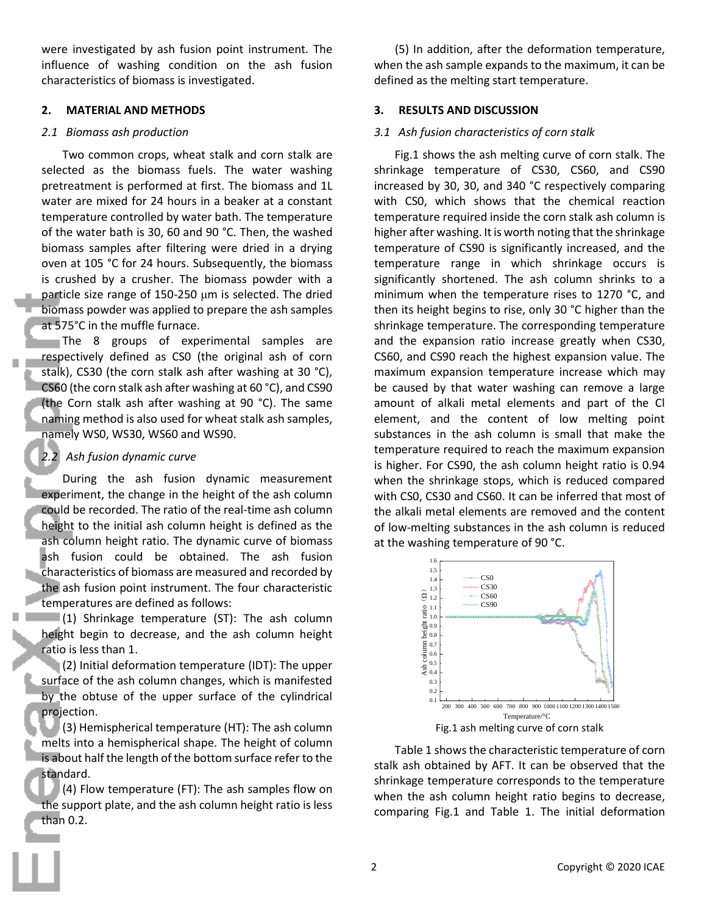were investigated by ash fusion point instrument. The influence of washing condition on the ash fusion characteristics of biomass is investigated.

## 2. MATERIAL AND METHODS

### *2.1 Biomass ash production*

Two common crops, wheat stalk and corn stalk are selected as the biomass fuels. The water washing pretreatment is performed at first. The biomass and 1L water are mixed for 24 hours in a beaker at a constant temperature controlled by water bath. The temperature of the water bath is 30, 60 and 90 °C. Then, the washed biomass samples after filtering were dried in a drying oven at 105 °C for 24 hours. Subsequently, the biomass is crushed by a crusher. The biomass powder with a particle size range of 150-250 μm is selected. The dried biomass powder was applied to prepare the ash samples at 575°C in the muffle furnace.

The 8 groups of experimental samples are respectively defined as CS0 (the original ash of corn stalk), CS30 (the corn stalk ash after washing at 30 °C), CS60 (the corn stalk ash after washing at 60 °C), and CS90 (the Corn stalk ash after washing at 90 °C). The same naming method is also used for wheat stalk ash samples, namely WS0, WS30, WS60 and WS90.

### *2.2 Ash fusion dynamic curve*

During the ash fusion dynamic measurement experiment, the change in the height of the ash column could be recorded. The ratio of the real-time ash column height to the initial ash column height is defined as the ash column height ratio. The dynamic curve of biomass ash fusion could be obtained. The ash fusion characteristics of biomass are measured and recorded by the ash fusion point instrument. The four characteristic temperatures are defined as follows:

(1) Shrinkage temperature (ST): The ash column height begin to decrease, and the ash column height ratio is less than 1.

(2) Initial deformation temperature (IDT): The upper surface of the ash column changes, which is manifested by the obtuse of the upper surface of the cylindrical projection.

(3) Hemispherical temperature (HT): The ash column melts into a hemispherical shape. The height of column is about half the length of the bottom surface refer to the standard.

(4) Flow temperature (FT): The ash samples flow on the support plate, and the ash column height ratio is less than 0.2.

(5) In addition, after the deformation temperature, when the ash sample expands to the maximum, it can be defined as the melting start temperature.

## 3. RESULTS AND DISCUSSION

### *3.1 Ash fusion characteristics of corn stalk*

Fig.1 shows the ash melting curve of corn stalk. The shrinkage temperature of CS30, CS60, and CS90 increased by 30, 30, and 340 °C respectively comparing with CS0, which shows that the chemical reaction temperature required inside the corn stalk ash column is higher after washing. It is worth noting that the shrinkage temperature of CS90 is significantly increased, and the temperature range in which shrinkage occurs is significantly shortened. The ash column shrinks to a minimum when the temperature rises to 1270 °C, and then its height begins to rise, only 30 °C higher than the shrinkage temperature. The corresponding temperature and the expansion ratio increase greatly when CS30, CS60, and CS90 reach the highest expansion value. The maximum expansion temperature increase which may be caused by that water washing can remove a large amount of alkali metal elements and part of the Cl element, and the content of low melting point substances in the ash column is small that make the temperature required to reach the maximum expansion is higher. For CS90, the ash column height ratio is 0.94 when the shrinkage stops, which is reduced compared with CS0, CS30 and CS60. It can be inferred that most of the alkali metal elements are removed and the content of low-melting substances in the ash column is reduced at the washing temperature of 90 °C.

Fig.1 ash melting curve of corn stalk

Table 1 shows the characteristic temperature of corn stalk ash obtained by AFT. It can be observed that the shrinkage temperature corresponds to the temperature when the ash column height ratio begins to decrease, comparing Fig.1 and Table 1. The initial deformation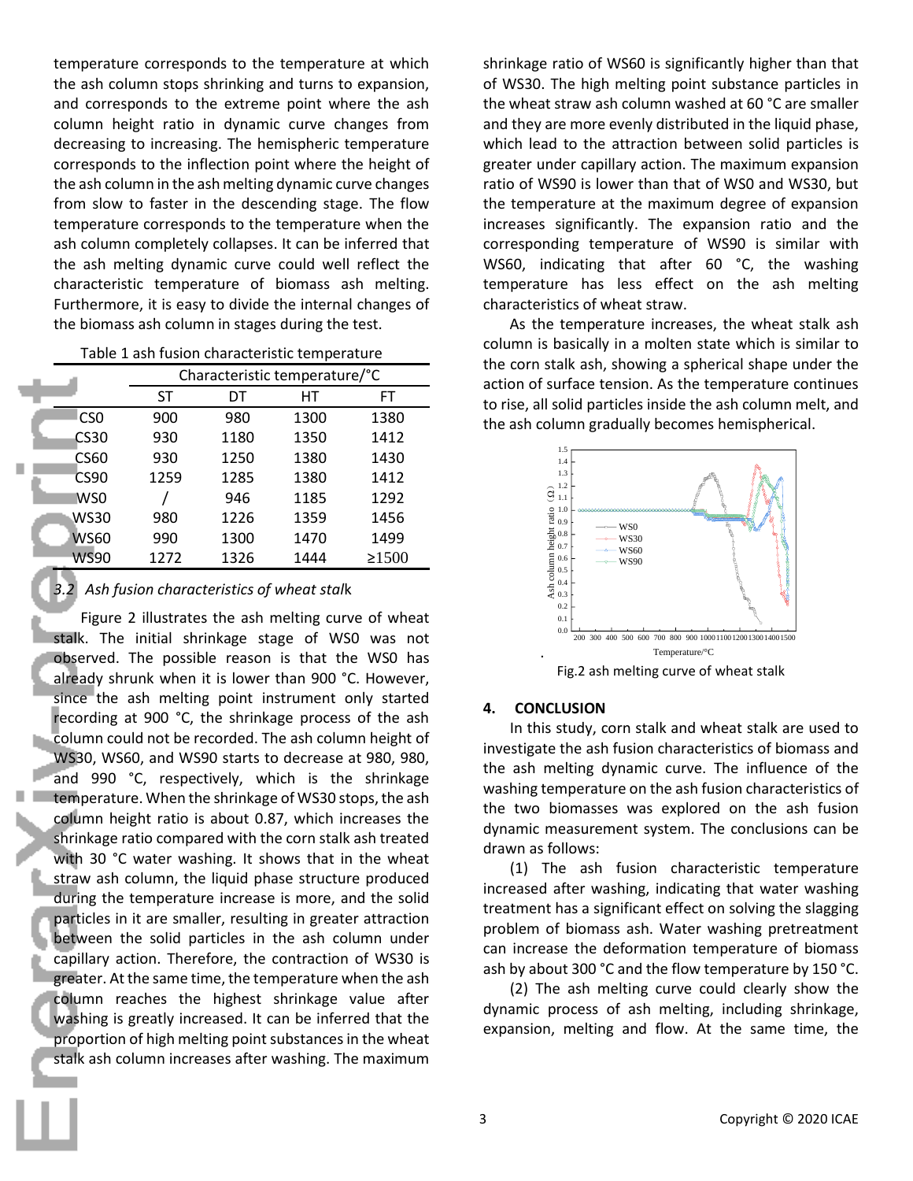temperature corresponds to the temperature at which the ash column stops shrinking and turns to expansion, and corresponds to the extreme point where the ash column height ratio in dynamic curve changes from decreasing to increasing. The hemispheric temperature corresponds to the inflection point where the height of the ash column in the ash melting dynamic curve changes from slow to faster in the descending stage. The flow temperature corresponds to the temperature when the ash column completely collapses. It can be inferred that the ash melting dynamic curve could well reflect the characteristic temperature of biomass ash melting. Furthermore, it is easy to divide the internal changes of the biomass ash column in stages during the test.

Table 1 ash fusion characteristic temperature

| | Characteristic temperature/°C | | | |
|---|---|---|---|---|
| | ST | DT | HT | FT |
| CS0 | 900 | 980 | 1300 | 1380 |
| CS30 | 930 | 1180 | 1350 | 1412 |
| CS60 | 930 | 1250 | 1380 | 1430 |
| CS90 | 1259 | 1285 | 1380 | 1412 |
| WS0 | / | 946 | 1185 | 1292 |
| WS30 | 980 | 1226 | 1359 | 1456 |
| WS60 | 990 | 1300 | 1470 | 1499 |
| WS90 | 1272 | 1326 | 1444 | ≥1500 |

### 3.2 *Ash fusion characteristics of wheat stalk*

Figure 2 illustrates the ash melting curve of wheat stalk. The initial shrinkage stage of WS0 was not observed. The possible reason is that the WS0 has already shrunk when it is lower than 900 °C. However, since the ash melting point instrument only started recording at 900 °C, the shrinkage process of the ash column could not be recorded. The ash column height of WS30, WS60, and WS90 starts to decrease at 980, 980, and 990 °C, respectively, which is the shrinkage temperature. When the shrinkage of WS30 stops, the ash column height ratio is about 0.87, which increases the shrinkage ratio compared with the corn stalk ash treated with 30 °C water washing. It shows that in the wheat straw ash column, the liquid phase structure produced during the temperature increase is more, and the solid particles in it are smaller, resulting in greater attraction between the solid particles in the ash column under capillary action. Therefore, the contraction of WS30 is greater. At the same time, the temperature when the ash column reaches the highest shrinkage value after washing is greatly increased. It can be inferred that the proportion of high melting point substances in the wheat stalk ash column increases after washing. The maximum shrinkage ratio of WS60 is significantly higher than that of WS30. The high melting point substance particles in the wheat straw ash column washed at 60 °C are smaller and they are more evenly distributed in the liquid phase, which lead to the attraction between solid particles is greater under capillary action. The maximum expansion ratio of WS90 is lower than that of WS0 and WS30, but the temperature at the maximum degree of expansion increases significantly. The expansion ratio and the corresponding temperature of WS90 is similar with WS60, indicating that after 60 °C, the washing temperature has less effect on the ash melting characteristics of wheat straw.

As the temperature increases, the wheat stalk ash column is basically in a molten state which is similar to the corn stalk ash, showing a spherical shape under the action of surface tension. As the temperature continues to rise, all solid particles inside the ash column melt, and the ash column gradually becomes hemispherical.

Fig.2 ash melting curve of wheat stalk

## 4. CONCLUSION

In this study, corn stalk and wheat stalk are used to investigate the ash fusion characteristics of biomass and the ash melting dynamic curve. The influence of the washing temperature on the ash fusion characteristics of the two biomasses was explored on the ash fusion dynamic measurement system. The conclusions can be drawn as follows:

(1) The ash fusion characteristic temperature increased after washing, indicating that water washing treatment has a significant effect on solving the slagging problem of biomass ash. Water washing pretreatment can increase the deformation temperature of biomass ash by about 300 °C and the flow temperature by 150 °C.

(2) The ash melting curve could clearly show the dynamic process of ash melting, including shrinkage, expansion, melting and flow. At the same time, the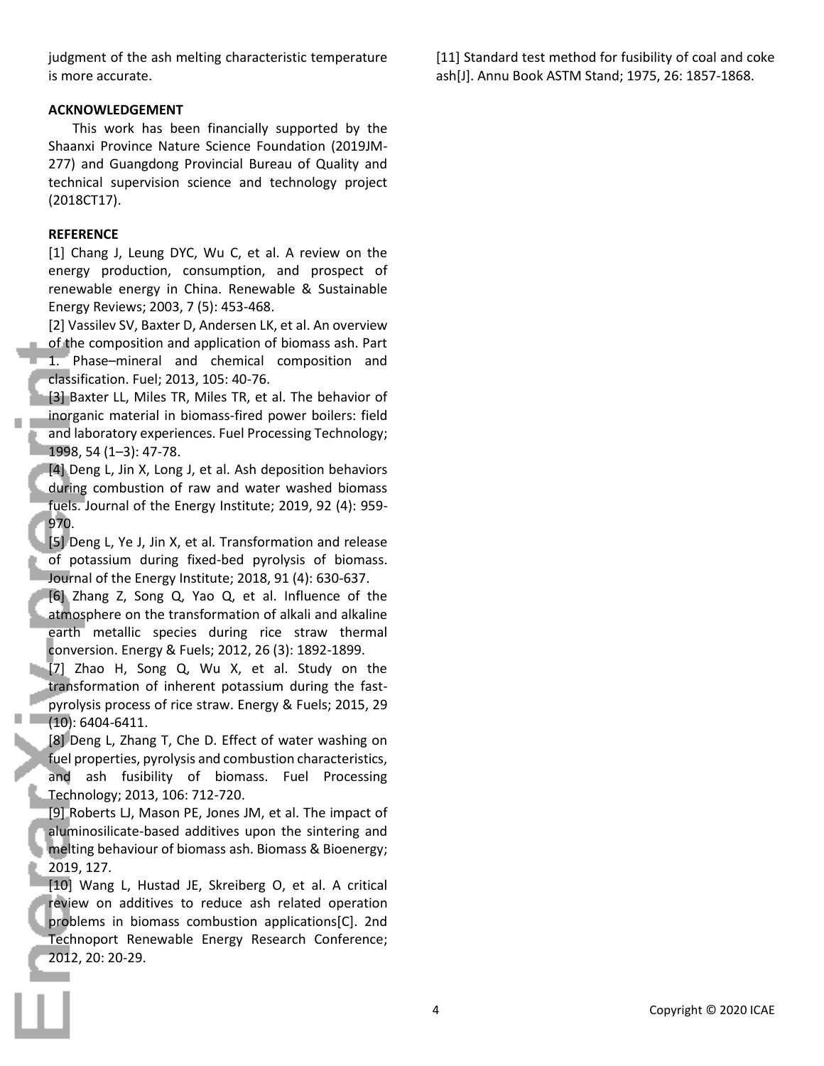judgment of the ash melting characteristic temperature is more accurate.

## ACKNOWLEDGEMENT

This work has been financially supported by the Shaanxi Province Nature Science Foundation (2019JM-277) and Guangdong Provincial Bureau of Quality and technical supervision science and technology project (2018CT17).

## REFERENCE

[1] Chang J, Leung DYC, Wu C, et al. A review on the energy production, consumption, and prospect of renewable energy in China. Renewable & Sustainable Energy Reviews; 2003, 7 (5): 453-468.

[2] Vassilev SV, Baxter D, Andersen LK, et al. An overview of the composition and application of biomass ash. Part 1. Phase–mineral and chemical composition and classification. Fuel; 2013, 105: 40-76.

[3] Baxter LL, Miles TR, Miles TR, et al. The behavior of inorganic material in biomass-fired power boilers: field and laboratory experiences. Fuel Processing Technology; 1998, 54 (1–3): 47-78.

[4] Deng L, Jin X, Long J, et al. Ash deposition behaviors during combustion of raw and water washed biomass fuels. Journal of the Energy Institute; 2019, 92 (4): 959-970.

[5] Deng L, Ye J, Jin X, et al. Transformation and release of potassium during fixed-bed pyrolysis of biomass. Journal of the Energy Institute; 2018, 91 (4): 630-637.

[6] Zhang Z, Song Q, Yao Q, et al. Influence of the atmosphere on the transformation of alkali and alkaline earth metallic species during rice straw thermal conversion. Energy & Fuels; 2012, 26 (3): 1892-1899.

[7] Zhao H, Song Q, Wu X, et al. Study on the transformation of inherent potassium during the fast-pyrolysis process of rice straw. Energy & Fuels; 2015, 29 (10): 6404-6411.

[8] Deng L, Zhang T, Che D. Effect of water washing on fuel properties, pyrolysis and combustion characteristics, and ash fusibility of biomass. Fuel Processing Technology; 2013, 106: 712-720.

[9] Roberts LJ, Mason PE, Jones JM, et al. The impact of aluminosilicate-based additives upon the sintering and melting behaviour of biomass ash. Biomass & Bioenergy; 2019, 127.

[10] Wang L, Hustad JE, Skreiberg O, et al. A critical review on additives to reduce ash related operation problems in biomass combustion applications[C]. 2nd Technoport Renewable Energy Research Conference; 2012, 20: 20-29.

[11] Standard test method for fusibility of coal and coke ash[J]. Annu Book ASTM Stand; 1975, 26: 1857-1868.